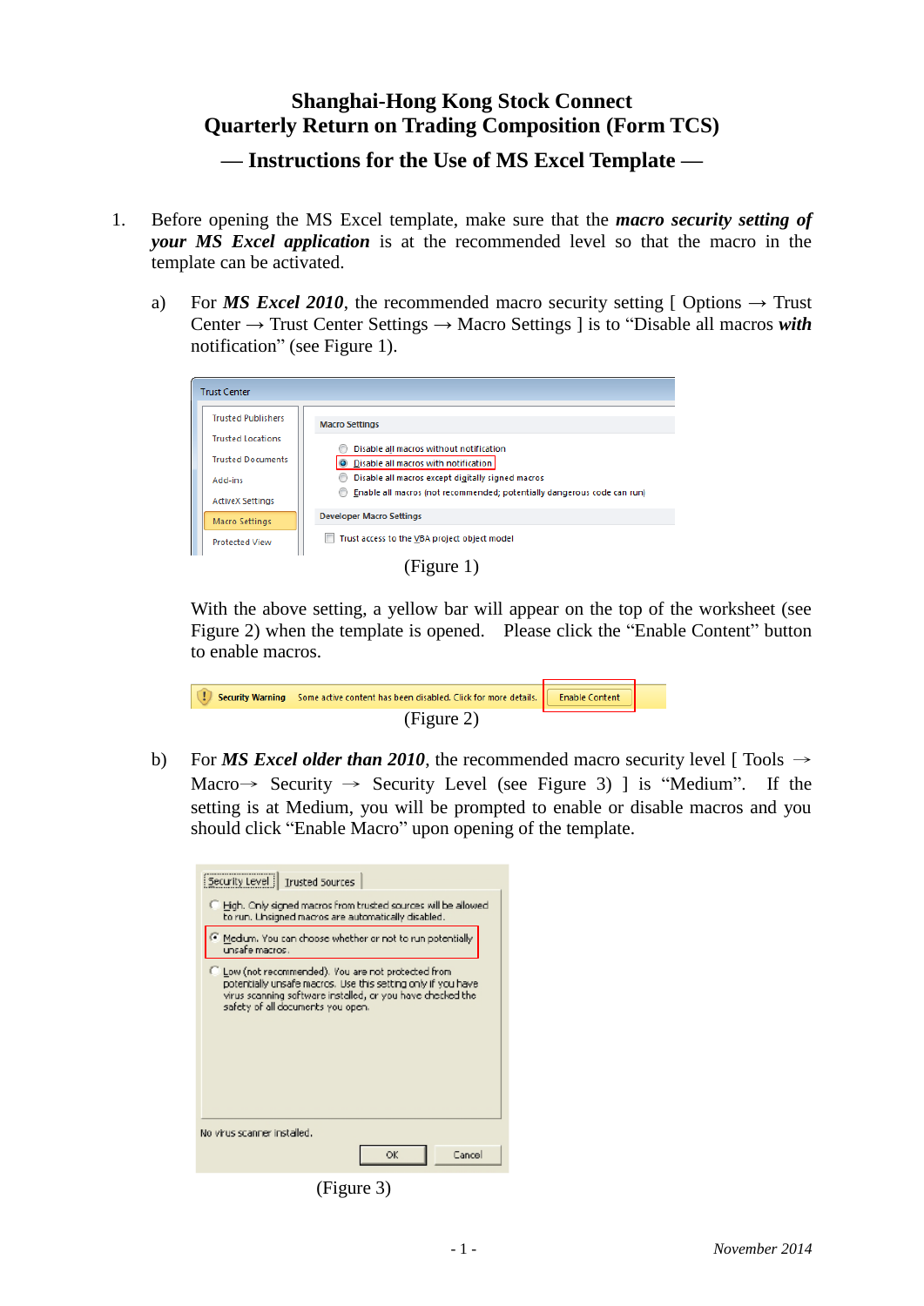# Shanghai-Hong Kong Stock Connect
# Quarterly Return on Trading Composition (Form TCS)

## — Instructions for the Use of MS Excel Template —

1. Before opening the MS Excel template, make sure that the ***macro security setting of your MS Excel application*** is at the recommended level so that the macro in the template can be activated.

   a) For ***MS Excel 2010***, the recommended macro security setting [ Options → Trust Center → Trust Center Settings → Macro Settings ] is to "Disable all macros ***with*** notification" (see Figure 1).

   (Figure 1)

   With the above setting, a yellow bar will appear on the top of the worksheet (see Figure 2) when the template is opened. Please click the "Enable Content" button to enable macros.

   (Figure 2)

   b) For ***MS Excel older than 2010***, the recommended macro security level [ Tools → Macro→ Security → Security Level (see Figure 3) ] is "Medium". If the setting is at Medium, you will be prompted to enable or disable macros and you should click "Enable Macro" upon opening of the template.

   (Figure 3)

*November 2014*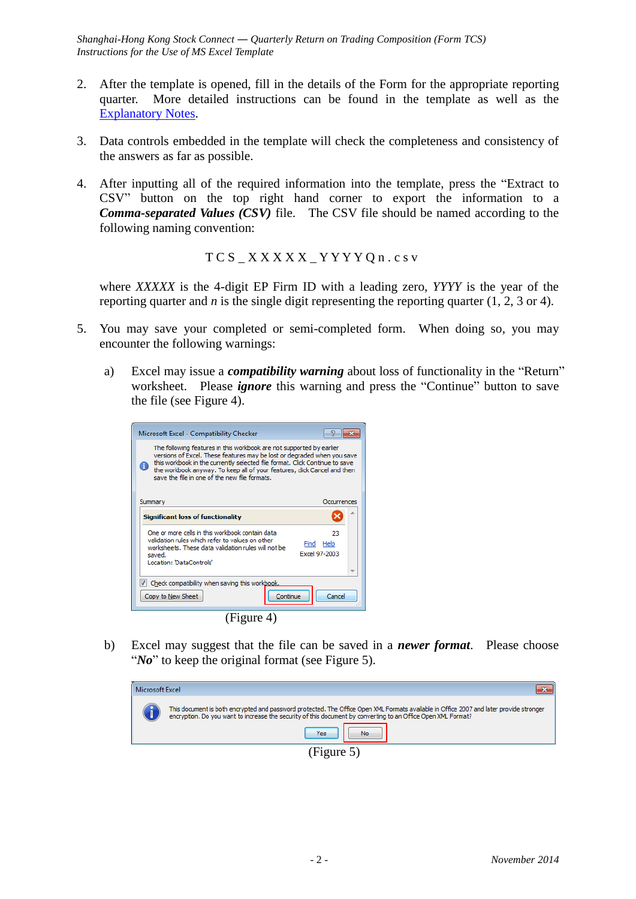2. After the template is opened, fill in the details of the Form for the appropriate reporting quarter. More detailed instructions can be found in the template as well as the Explanatory Notes.

3. Data controls embedded in the template will check the completeness and consistency of the answers as far as possible.

4. After inputting all of the required information into the template, press the "Extract to CSV" button on the top right hand corner to export the information to a ***Comma-separated Values (CSV)*** file. The CSV file should be named according to the following naming convention:

   T C S _ X X X X X _ Y Y Y Y Q n . c s v

   where *XXXXX* is the 4-digit EP Firm ID with a leading zero, *YYYY* is the year of the reporting quarter and *n* is the single digit representing the reporting quarter (1, 2, 3 or 4).

5. You may save your completed or semi-completed form. When doing so, you may encounter the following warnings:

   a) Excel may issue a ***compatibility warning*** about loss of functionality in the "Return" worksheet. Please ***ignore*** this warning and press the "Continue" button to save the file (see Figure 4).

   (Figure 4)

   b) Excel may suggest that the file can be saved in a ***newer format***. Please choose "***No***" to keep the original format (see Figure 5).

   (Figure 5)